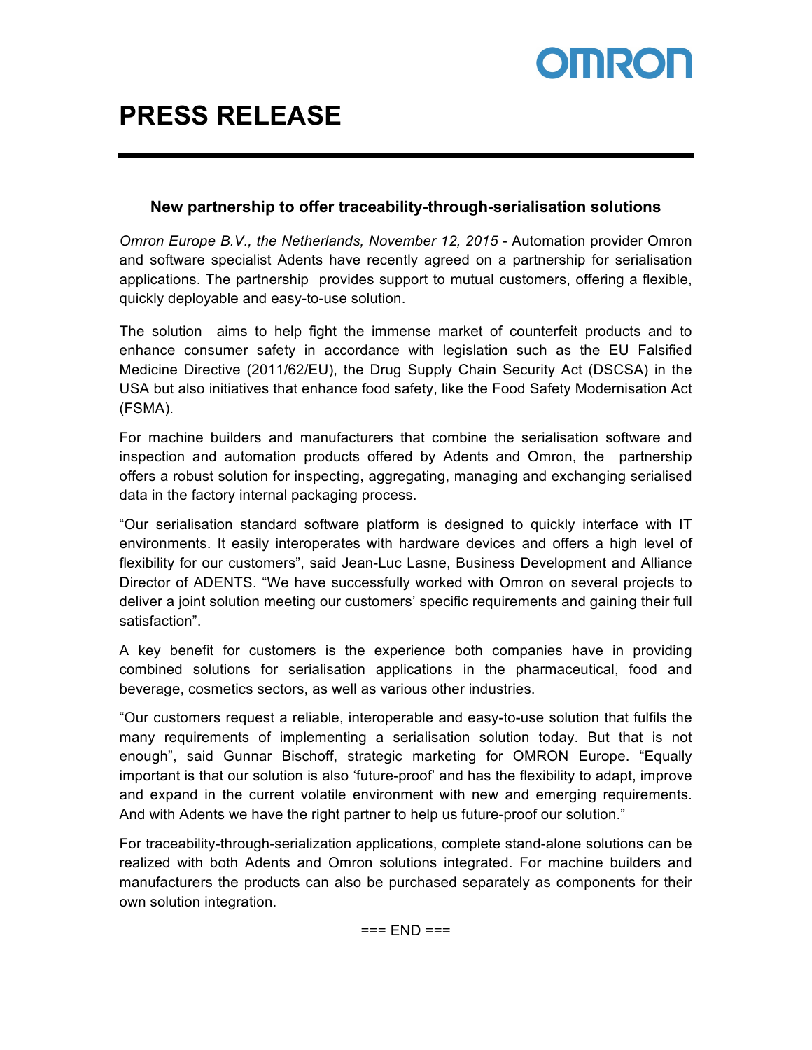# PRESS RELEASE

### New partnership to offer traceability-through-serialisation solutions

*Omron Europe B.V., the Netherlands, November 12, 2015* - Automation provider Omron and software specialist Adents have recently agreed on a partnership for serialisation applications. The partnership provides support to mutual customers, offering a flexible, quickly deployable and easy-to-use solution.

The solution aims to help fight the immense market of counterfeit products and to enhance consumer safety in accordance with legislation such as the EU Falsified Medicine Directive (2011/62/EU), the Drug Supply Chain Security Act (DSCSA) in the USA but also initiatives that enhance food safety, like the Food Safety Modernisation Act (FSMA).

For machine builders and manufacturers that combine the serialisation software and inspection and automation products offered by Adents and Omron, the partnership offers a robust solution for inspecting, aggregating, managing and exchanging serialised data in the factory internal packaging process.

"Our serialisation standard software platform is designed to quickly interface with IT environments. It easily interoperates with hardware devices and offers a high level of flexibility for our customers", said Jean-Luc Lasne, Business Development and Alliance Director of ADENTS. "We have successfully worked with Omron on several projects to deliver a joint solution meeting our customers' specific requirements and gaining their full satisfaction".

A key benefit for customers is the experience both companies have in providing combined solutions for serialisation applications in the pharmaceutical, food and beverage, cosmetics sectors, as well as various other industries.

"Our customers request a reliable, interoperable and easy-to-use solution that fulfils the many requirements of implementing a serialisation solution today. But that is not enough", said Gunnar Bischoff, strategic marketing for OMRON Europe. "Equally important is that our solution is also 'future-proof' and has the flexibility to adapt, improve and expand in the current volatile environment with new and emerging requirements. And with Adents we have the right partner to help us future-proof our solution."

For traceability-through-serialization applications, complete stand-alone solutions can be realized with both Adents and Omron solutions integrated. For machine builders and manufacturers the products can also be purchased separately as components for their own solution integration.

=== END ===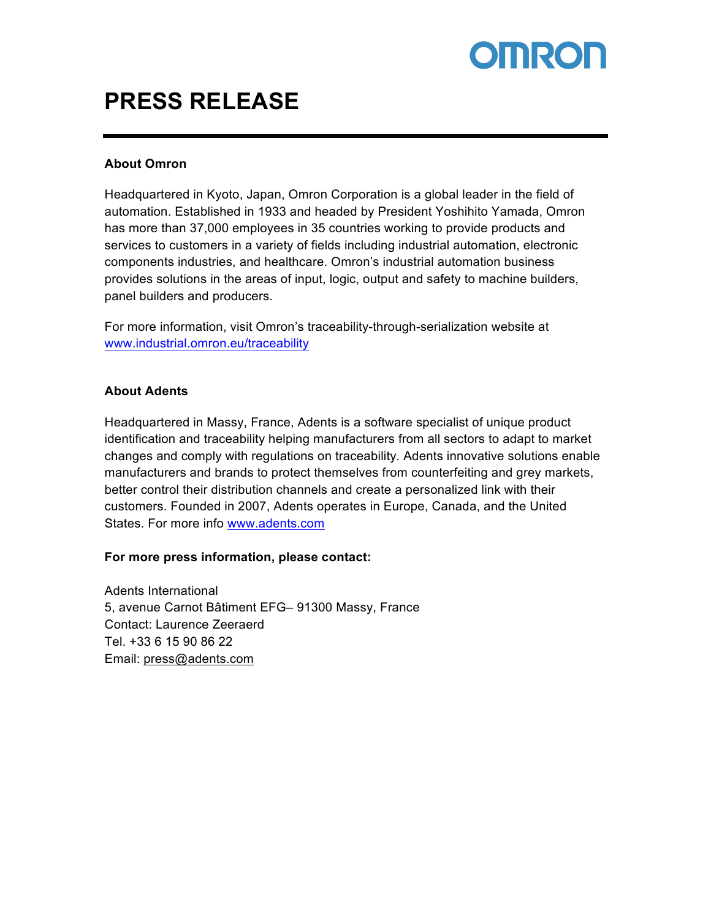# PRESS RELEASE

**About Omron**

Headquartered in Kyoto, Japan, Omron Corporation is a global leader in the field of automation. Established in 1933 and headed by President Yoshihito Yamada, Omron has more than 37,000 employees in 35 countries working to provide products and services to customers in a variety of fields including industrial automation, electronic components industries, and healthcare. Omron's industrial automation business provides solutions in the areas of input, logic, output and safety to machine builders, panel builders and producers.

For more information, visit Omron's traceability-through-serialization website at [www.industrial.omron.eu/traceability](http://www.industrial.omron.eu/traceability)

**About Adents**

Headquartered in Massy, France, Adents is a software specialist of unique product identification and traceability helping manufacturers from all sectors to adapt to market changes and comply with regulations on traceability. Adents innovative solutions enable manufacturers and brands to protect themselves from counterfeiting and grey markets, better control their distribution channels and create a personalized link with their customers. Founded in 2007, Adents operates in Europe, Canada, and the United States. For more info [www.adents.com](http://www.adents.com)

**For more press information, please contact:**

Adents International
5, avenue Carnot Bâtiment EFG– 91300 Massy, France
Contact: Laurence Zeeraerd
Tel. +33 6 15 90 86 22
Email: [press@adents.com](mailto:press@adents.com)